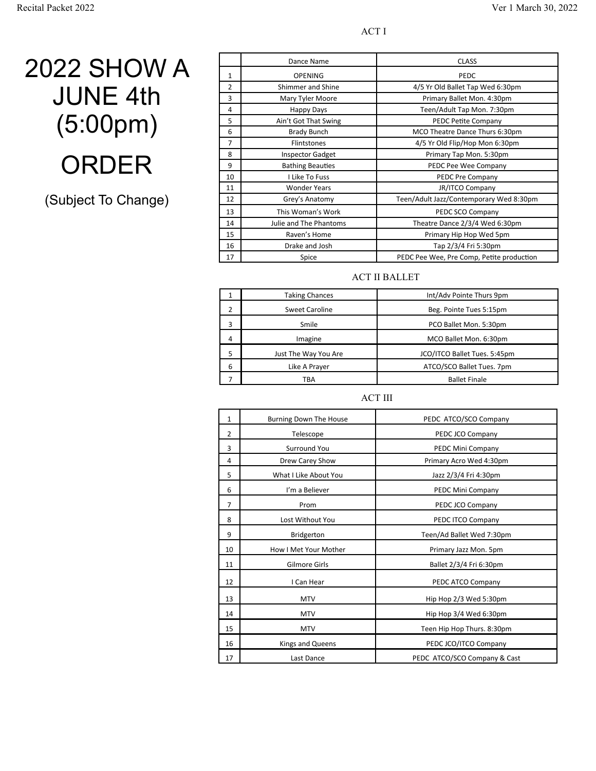# 2022 SHOW A JUNE 4th (5:00pm)

# ORDER

(Subject To Change)

## ACT I

| | Dance Name | CLASS |
|---|---|---|
| 1 | OPENING | PEDC |
| 2 | Shimmer and Shine | 4/5 Yr Old Ballet Tap Wed 6:30pm |
| 3 | Mary Tyler Moore | Primary Ballet Mon. 4:30pm |
| 4 | Happy Days | Teen/Adult Tap Mon. 7:30pm |
| 5 | Ain't Got That Swing | PEDC Petite Company |
| 6 | Brady Bunch | MCO Theatre Dance Thurs 6:30pm |
| 7 | Flintstones | 4/5 Yr Old Flip/Hop Mon 6:30pm |
| 8 | Inspector Gadget | Primary Tap Mon. 5:30pm |
| 9 | Bathing Beauties | PEDC Pee Wee Company |
| 10 | I Like To Fuss | PEDC Pre Company |
| 11 | Wonder Years | JR/ITCO Company |
| 12 | Grey's Anatomy | Teen/Adult Jazz/Contemporary Wed 8:30pm |
| 13 | This Woman's Work | PEDC SCO Company |
| 14 | Julie and The Phantoms | Theatre Dance 2/3/4 Wed 6:30pm |
| 15 | Raven's Home | Primary Hip Hop Wed 5pm |
| 16 | Drake and Josh | Tap 2/3/4 Fri 5:30pm |
| 17 | Spice | PEDC Pee Wee, Pre Comp, Petite production |

## ACT II BALLET

| | Dance Name | CLASS |
|---|---|---|
| 1 | Taking Chances | Int/Adv Pointe Thurs 9pm |
| 2 | Sweet Caroline | Beg. Pointe Tues 5:15pm |
| 3 | Smile | PCO Ballet Mon. 5:30pm |
| 4 | Imagine | MCO Ballet Mon. 6:30pm |
| 5 | Just The Way You Are | JCO/ITCO Ballet Tues. 5:45pm |
| 6 | Like A Prayer | ATCO/SCO Ballet Tues. 7pm |
| 7 | TBA | Ballet Finale |

## ACT III

| | Dance Name | CLASS |
|---|---|---|
| 1 | Burning Down The House | PEDC ATCO/SCO Company |
| 2 | Telescope | PEDC JCO Company |
| 3 | Surround You | PEDC Mini Company |
| 4 | Drew Carey Show | Primary Acro Wed 4:30pm |
| 5 | What I Like About You | Jazz 2/3/4 Fri 4:30pm |
| 6 | I'm a Believer | PEDC Mini Company |
| 7 | Prom | PEDC JCO Company |
| 8 | Lost Without You | PEDC ITCO Company |
| 9 | Bridgerton | Teen/Ad Ballet Wed 7:30pm |
| 10 | How I Met Your Mother | Primary Jazz Mon. 5pm |
| 11 | Gilmore Girls | Ballet 2/3/4 Fri 6:30pm |
| 12 | I Can Hear | PEDC ATCO Company |
| 13 | MTV | Hip Hop 2/3 Wed 5:30pm |
| 14 | MTV | Hip Hop 3/4 Wed 6:30pm |
| 15 | MTV | Teen Hip Hop Thurs. 8:30pm |
| 16 | Kings and Queens | PEDC JCO/ITCO Company |
| 17 | Last Dance | PEDC ATCO/SCO Company & Cast |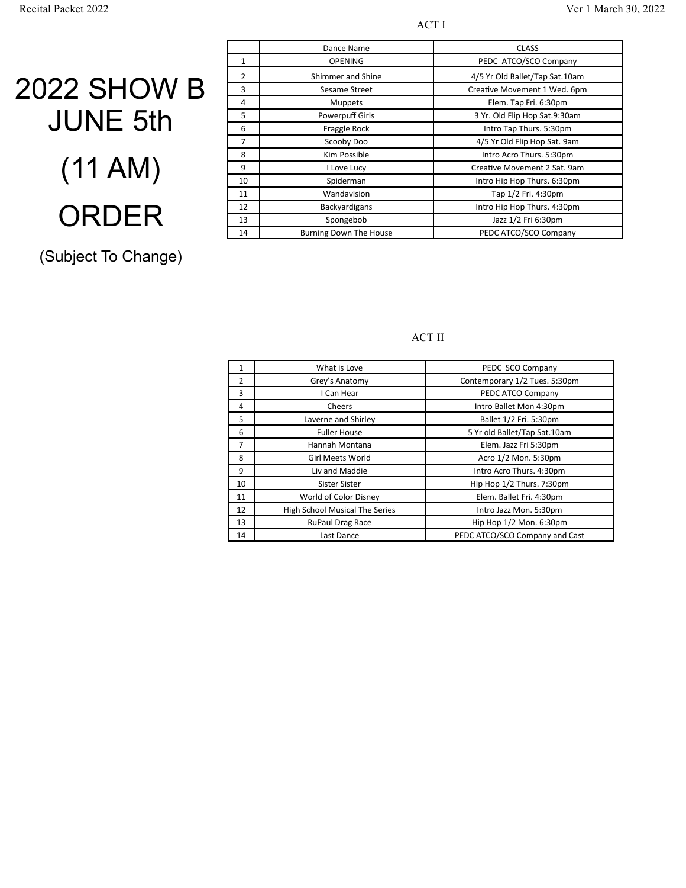# 2022 SHOW B JUNE 5th

# (11 AM)

# ORDER

(Subject To Change)

## ACT I

| | Dance Name | CLASS |
|---|---|---|
| 1 | OPENING | PEDC ATCO/SCO Company |
| 2 | Shimmer and Shine | 4/5 Yr Old Ballet/Tap Sat.10am |
| 3 | Sesame Street | Creative Movement 1 Wed. 6pm |
| 4 | Muppets | Elem. Tap Fri. 6:30pm |
| 5 | Powerpuff Girls | 3 Yr. Old Flip Hop Sat.9:30am |
| 6 | Fraggle Rock | Intro Tap Thurs. 5:30pm |
| 7 | Scooby Doo | 4/5 Yr Old Flip Hop Sat. 9am |
| 8 | Kim Possible | Intro Acro Thurs. 5:30pm |
| 9 | I Love Lucy | Creative Movement 2 Sat. 9am |
| 10 | Spiderman | Intro Hip Hop Thurs. 6:30pm |
| 11 | Wandavision | Tap 1/2 Fri. 4:30pm |
| 12 | Backyardigans | Intro Hip Hop Thurs. 4:30pm |
| 13 | Spongebob | Jazz 1/2 Fri 6:30pm |
| 14 | Burning Down The House | PEDC ATCO/SCO Company |

## ACT II

| | Dance Name | CLASS |
|---|---|---|
| 1 | What is Love | PEDC SCO Company |
| 2 | Grey's Anatomy | Contemporary 1/2 Tues. 5:30pm |
| 3 | I Can Hear | PEDC ATCO Company |
| 4 | Cheers | Intro Ballet Mon 4:30pm |
| 5 | Laverne and Shirley | Ballet 1/2 Fri. 5:30pm |
| 6 | Fuller House | 5 Yr old Ballet/Tap Sat.10am |
| 7 | Hannah Montana | Elem. Jazz Fri 5:30pm |
| 8 | Girl Meets World | Acro 1/2 Mon. 5:30pm |
| 9 | Liv and Maddie | Intro Acro Thurs. 4:30pm |
| 10 | Sister Sister | Hip Hop 1/2 Thurs. 7:30pm |
| 11 | World of Color Disney | Elem. Ballet Fri. 4:30pm |
| 12 | High School Musical The Series | Intro Jazz Mon. 5:30pm |
| 13 | RuPaul Drag Race | Hip Hop 1/2 Mon. 6:30pm |
| 14 | Last Dance | PEDC ATCO/SCO Company and Cast |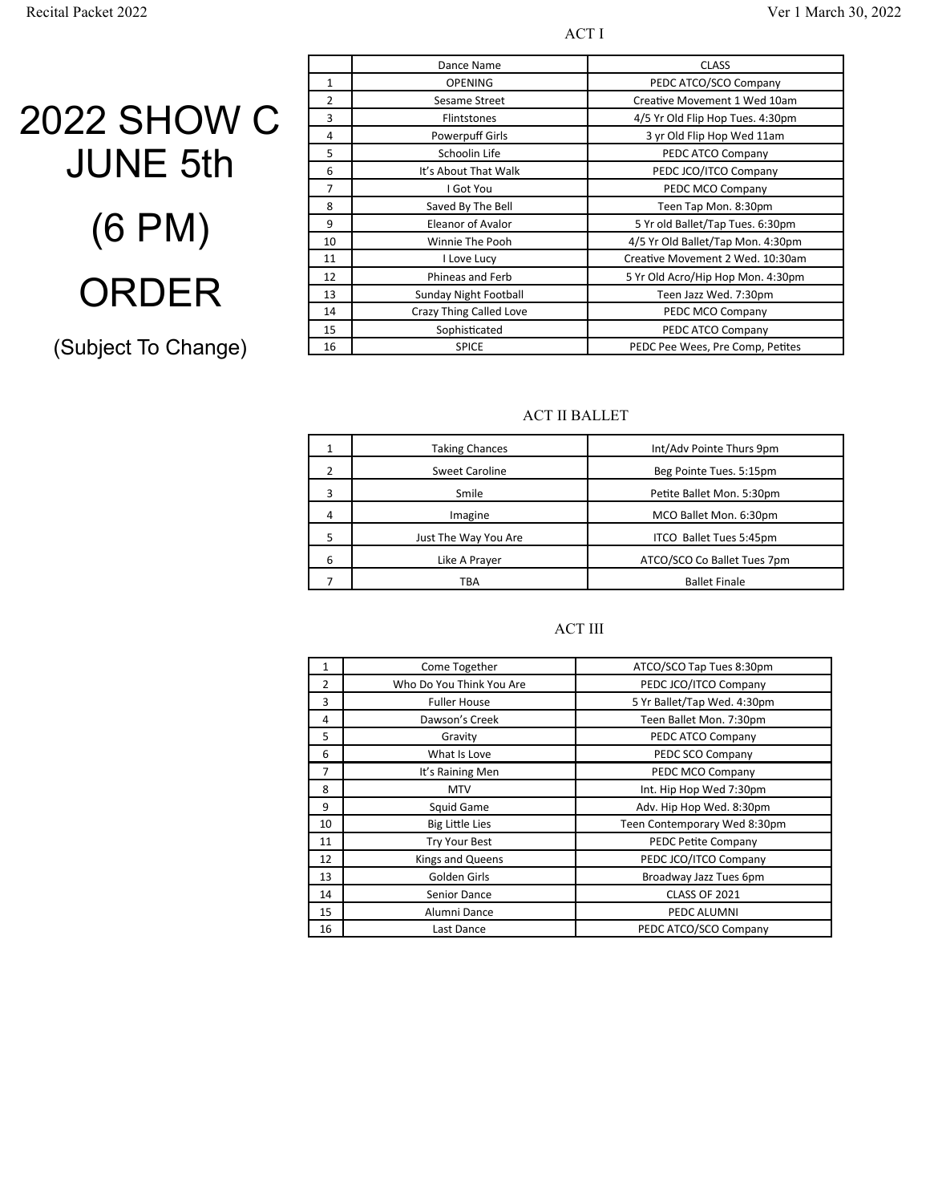# 2022 SHOW C JUNE 5th

# (6 PM)

# ORDER

(Subject To Change)

## ACT I

| | Dance Name | CLASS |
|---|---|---|
| 1 | OPENING | PEDC ATCO/SCO Company |
| 2 | Sesame Street | Creative Movement 1 Wed 10am |
| 3 | Flintstones | 4/5 Yr Old Flip Hop Tues. 4:30pm |
| 4 | Powerpuff Girls | 3 yr Old Flip Hop Wed 11am |
| 5 | Schoolin Life | PEDC ATCO Company |
| 6 | It's About That Walk | PEDC JCO/ITCO Company |
| 7 | I Got You | PEDC MCO Company |
| 8 | Saved By The Bell | Teen Tap Mon. 8:30pm |
| 9 | Eleanor of Avalor | 5 Yr old Ballet/Tap Tues. 6:30pm |
| 10 | Winnie The Pooh | 4/5 Yr Old Ballet/Tap Mon. 4:30pm |
| 11 | I Love Lucy | Creative Movement 2 Wed. 10:30am |
| 12 | Phineas and Ferb | 5 Yr Old Acro/Hip Hop Mon. 4:30pm |
| 13 | Sunday Night Football | Teen Jazz Wed. 7:30pm |
| 14 | Crazy Thing Called Love | PEDC MCO Company |
| 15 | Sophisticated | PEDC ATCO Company |
| 16 | SPICE | PEDC Pee Wees, Pre Comp, Petites |

## ACT II BALLET

| | | |
|---|---|---|
| 1 | Taking Chances | Int/Adv Pointe Thurs 9pm |
| 2 | Sweet Caroline | Beg Pointe Tues. 5:15pm |
| 3 | Smile | Petite Ballet Mon. 5:30pm |
| 4 | Imagine | MCO Ballet Mon. 6:30pm |
| 5 | Just The Way You Are | ITCO Ballet Tues 5:45pm |
| 6 | Like A Prayer | ATCO/SCO Co Ballet Tues 7pm |
| 7 | TBA | Ballet Finale |

## ACT III

| | | |
|---|---|---|
| 1 | Come Together | ATCO/SCO Tap Tues 8:30pm |
| 2 | Who Do You Think You Are | PEDC JCO/ITCO Company |
| 3 | Fuller House | 5 Yr Ballet/Tap Wed. 4:30pm |
| 4 | Dawson's Creek | Teen Ballet Mon. 7:30pm |
| 5 | Gravity | PEDC ATCO Company |
| 6 | What Is Love | PEDC SCO Company |
| 7 | It's Raining Men | PEDC MCO Company |
| 8 | MTV | Int. Hip Hop Wed 7:30pm |
| 9 | Squid Game | Adv. Hip Hop Wed. 8:30pm |
| 10 | Big Little Lies | Teen Contemporary Wed 8:30pm |
| 11 | Try Your Best | PEDC Petite Company |
| 12 | Kings and Queens | PEDC JCO/ITCO Company |
| 13 | Golden Girls | Broadway Jazz Tues 6pm |
| 14 | Senior Dance | CLASS OF 2021 |
| 15 | Alumni Dance | PEDC ALUMNI |
| 16 | Last Dance | PEDC ATCO/SCO Company |